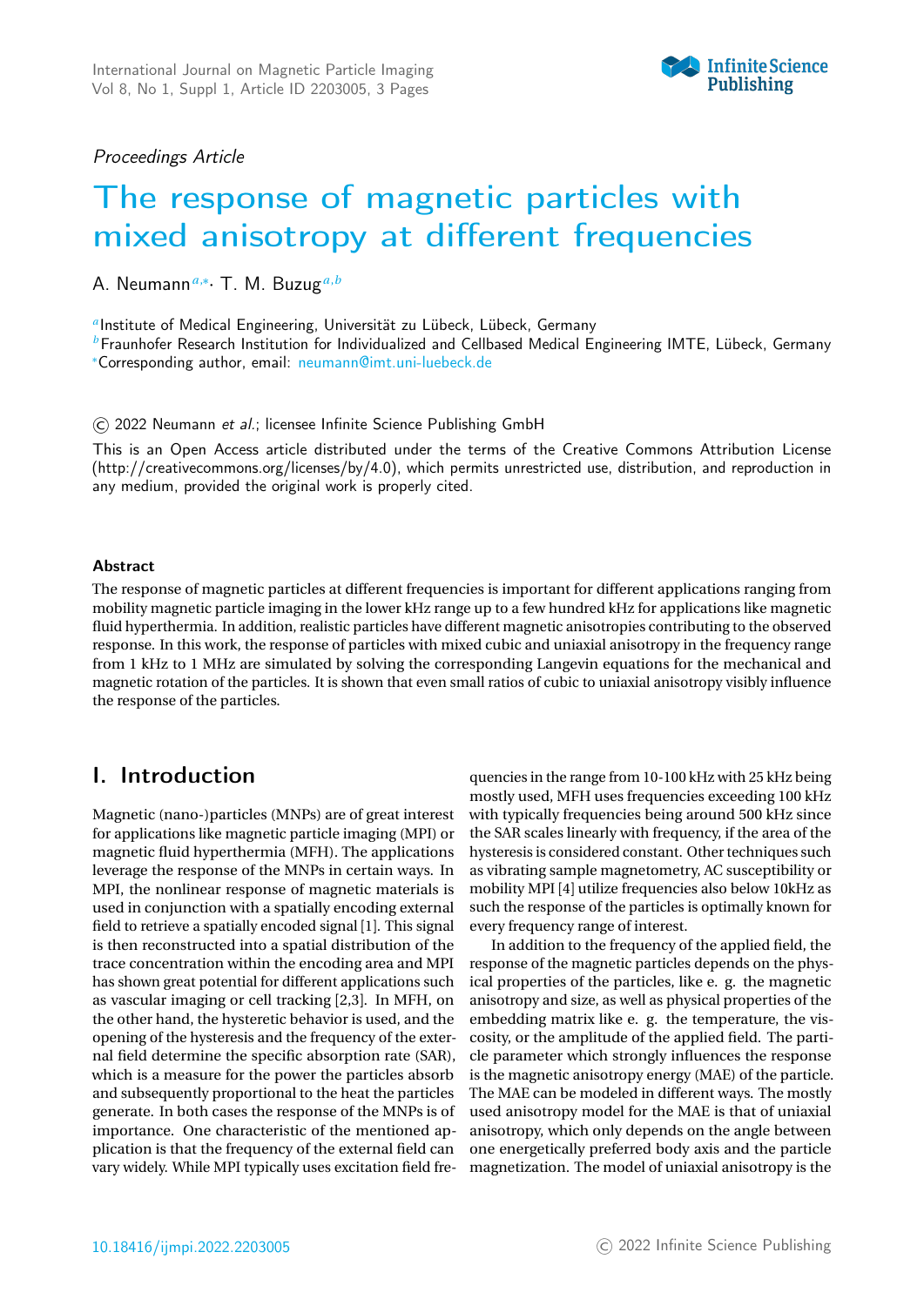*Proceedings Article*

# The response of magnetic particles with mixed anisotropy at different frequencies

A. Neumann[a,*] · T. M. Buzug[a,b]

[a]Institute of Medical Engineering, Universität zu Lübeck, Lübeck, Germany
[b]Fraunhofer Research Institution for Individualized and Cellbased Medical Engineering IMTE, Lübeck, Germany
[*]Corresponding author, email: neumann@imt.uni-luebeck.de

© 2022 Neumann *et al.*; licensee Infinite Science Publishing GmbH

This is an Open Access article distributed under the terms of the Creative Commons Attribution License (http://creativecommons.org/licenses/by/4.0), which permits unrestricted use, distribution, and reproduction in any medium, provided the original work is properly cited.

### Abstract

The response of magnetic particles at different frequencies is important for different applications ranging from mobility magnetic particle imaging in the lower kHz range up to a few hundred kHz for applications like magnetic fluid hyperthermia. In addition, realistic particles have different magnetic anisotropies contributing to the observed response. In this work, the response of particles with mixed cubic and uniaxial anisotropy in the frequency range from 1 kHz to 1 MHz are simulated by solving the corresponding Langevin equations for the mechanical and magnetic rotation of the particles. It is shown that even small ratios of cubic to uniaxial anisotropy visibly influence the response of the particles.

## I. Introduction

Magnetic (nano-)particles (MNPs) are of great interest for applications like magnetic particle imaging (MPI) or magnetic fluid hyperthermia (MFH). The applications leverage the response of the MNPs in certain ways. In MPI, the nonlinear response of magnetic materials is used in conjunction with a spatially encoding external field to retrieve a spatially encoded signal [1]. This signal is then reconstructed into a spatial distribution of the trace concentration within the encoding area and MPI has shown great potential for different applications such as vascular imaging or cell tracking [2,3]. In MFH, on the other hand, the hysteretic behavior is used, and the opening of the hysteresis and the frequency of the external field determine the specific absorption rate (SAR), which is a measure for the power the particles absorb and subsequently proportional to the heat the particles generate. In both cases the response of the MNPs is of importance. One characteristic of the mentioned application is that the frequency of the external field can vary widely. While MPI typically uses excitation field frequencies in the range from 10-100 kHz with 25 kHz being mostly used, MFH uses frequencies exceeding 100 kHz with typically frequencies being around 500 kHz since the SAR scales linearly with frequency, if the area of the hysteresis is considered constant. Other techniques such as vibrating sample magnetometry, AC susceptibility or mobility MPI [4] utilize frequencies also below 10kHz as such the response of the particles is optimally known for every frequency range of interest.

In addition to the frequency of the applied field, the response of the magnetic particles depends on the physical properties of the particles, like e. g. the magnetic anisotropy and size, as well as physical properties of the embedding matrix like e. g. the temperature, the viscosity, or the amplitude of the applied field. The particle parameter which strongly influences the response is the magnetic anisotropy energy (MAE) of the particle. The MAE can be modeled in different ways. The mostly used anisotropy model for the MAE is that of uniaxial anisotropy, which only depends on the angle between one energetically preferred body axis and the particle magnetization. The model of uniaxial anisotropy is the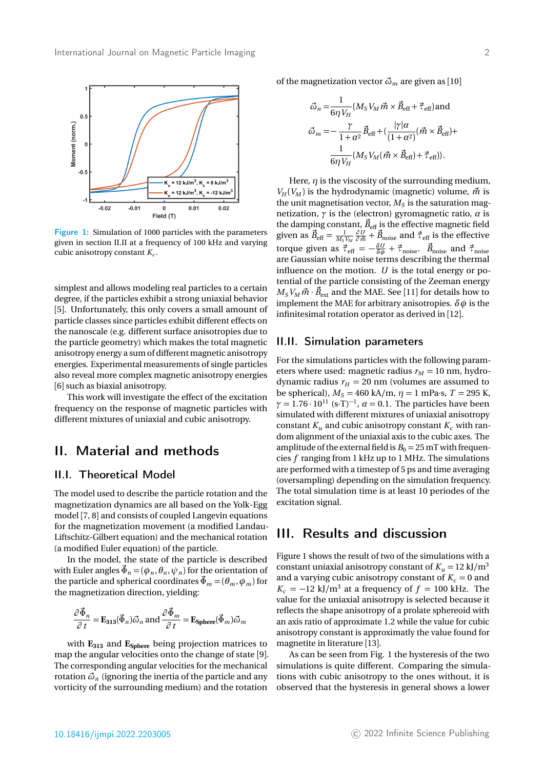Moment (norm.)
1
0.5
0
-0.5
-1
-0.02 -0.01 0 0.01 0.02
Field (T)
K_u = 12 kJ/m^3, K_c = 0 kJ/m^3
K_u = 12 kJ/m^3, K_c = -12 kJ/m^3

**Figure 1:** Simulation of 1000 particles with the parameters given in section II.II at a frequency of 100 kHz and varying cubic anisotropy constant $K_c$.

simplest and allows modeling real particles to a certain degree, if the particles exhibit a strong uniaxial behavior [5]. Unfortunately, this only covers a small amount of particle classes since particles exhibit different effects on the nanoscale (e.g. different surface anisotropies due to the particle geometry) which makes the total magnetic anisotropy energy a sum of different magnetic anisotropy energies. Experimental measurements of single particles also reveal more complex magnetic anisotropy energies [6] such as biaxial anisotropy.

This work will investigate the effect of the excitation frequency on the response of magnetic particles with different mixtures of uniaxial and cubic anisotropy.

## II. Material and methods

### II.I. Theoretical Model

The model used to describe the particle rotation and the magnetization dynamics are all based on the Yolk-Egg model [7, 8] and consists of coupled Langevin equations for the magnetization movement (a modified Landau-Liftschitz-Gilbert equation) and the mechanical rotation (a modified Euler equation) of the particle.

In the model, the state of the particle is described with Euler angles $\vec{\Phi}_n = (\varphi_n, \theta_n, \psi_n)$ for the orientation of the particle and spherical coordinates $\vec{\Phi}_m = (\theta_m, \varphi_m)$ for the magnetization direction, yielding:

$$\frac{\partial \vec{\Phi}_n}{\partial t} = \mathbf{E_{313}}(\vec{\Phi}_n)\vec{\omega}_n \text{ and } \frac{\partial \vec{\Phi}_m}{\partial t} = \mathbf{E_{Sphere}}(\vec{\Phi}_m)\vec{\omega}_m$$

with $\mathbf{E_{313}}$ and $\mathbf{E_{Sphere}}$ being projection matrices to map the angular velocities onto the change of state [9]. The corresponding angular velocities for the mechanical rotation $\vec{\omega}_n$ (ignoring the inertia of the particle and any vorticity of the surrounding medium) and the rotation of the magnetization vector $\vec{\omega}_m$ are given as [10]

$$\vec{\omega}_n = \frac{1}{6\eta V_H}(M_S V_M \vec{m} \times \vec{B}_{\text{eff}} + \vec{\tau}_{\text{eff}}) \text{and}$$

$$\vec{\omega}_m = -\frac{\gamma}{1+\alpha^2}\vec{B}_{\text{eff}} + (\frac{|\gamma|\alpha}{(1+\alpha^2)}(\vec{m} \times \vec{B}_{\text{eff}}) + \frac{1}{6\eta V_H}(M_S V_M(\vec{m} \times \vec{B}_{\text{eff}}) + \vec{\tau}_{\text{eff}})).$$

Here, $\eta$ is the viscosity of the surrounding medium, $V_H(V_M)$ is the hydrodynamic (magnetic) volume, $\vec{m}$ is the unit magnetization vector, $M_S$ is the saturation magnetization, $\gamma$ is the (electron) gyromagnetic ratio, $\alpha$ is the damping constant, $\vec{B}_{\text{eff}}$ is the effective magnetic field given as $\vec{B}_{\text{eff}} = \frac{1}{M_S V_M}\frac{\partial U}{\partial \vec{m}} + \vec{B}_{\text{noise}}$ and $\vec{\tau}_{\text{eff}}$ is the effective torque given as $\vec{\tau}_{\text{eff}} = -\frac{\delta U}{\delta \varphi} + \vec{\tau}_{\text{noise}}$. $\vec{B}_{\text{noise}}$ and $\vec{\tau}_{\text{noise}}$ are Gaussian white noise terms describing the thermal influence on the motion. $U$ is the total energy or potential of the particle consisting of the Zeeman energy $M_S V_M \vec{m} \cdot \vec{B}_{\text{ext}}$ and the MAE. See [11] for details how to implement the MAE for arbitrary anisotropies. $\delta\varphi$ is the infinitesimal rotation operator as derived in [12].

### II.II. Simulation parameters

For the simulations particles with the following parameters where used: magnetic radius $r_M = 10$ nm, hydrodynamic radius $r_H = 20$ nm (volumes are assumed to be spherical), $M_S = 460$ kA/m, $\eta = 1$ mPa·s, $T = 295$ K, $\gamma = 1.76 \cdot 10^{11}$ (s·T)$^{-1}$, $\alpha = 0.1$. The particles have been simulated with different mixtures of uniaxial anisotropy constant $K_u$ and cubic anisotropy constant $K_c$ with random alignment of the uniaxial axis to the cubic axes. The amplitude of the external field is $B_0 = 25$ mT with frequencies $f$ ranging from 1 kHz up to 1 MHz. The simulations are performed with a timestep of 5 ps and time averaging (oversampling) depending on the simulation frequency. The total simulation time is at least 10 periodes of the excitation signal.

## III. Results and discussion

Figure 1 shows the result of two of the simulations with a constant uniaxial anisotropy constant of $K_u = 12$ kJ/m$^3$ and a varying cubic anisotropy constant of $K_c = 0$ and $K_c = -12$ kJ/m$^3$ at a frequency of $f = 100$ kHz. The value for the uniaxial anisotropy is selected because it reflects the shape anisotropy of a prolate sphereoid with an axis ratio of approximate 1.2 while the value for cubic anisotropy constant is approximatly the value found for magnetite in literature [13].

As can be seen from Fig. 1 the hysteresis of the two simulations is quite different. Comparing the simulations with cubic anisotropy to the ones without, it is observed that the hysteresis in general shows a lower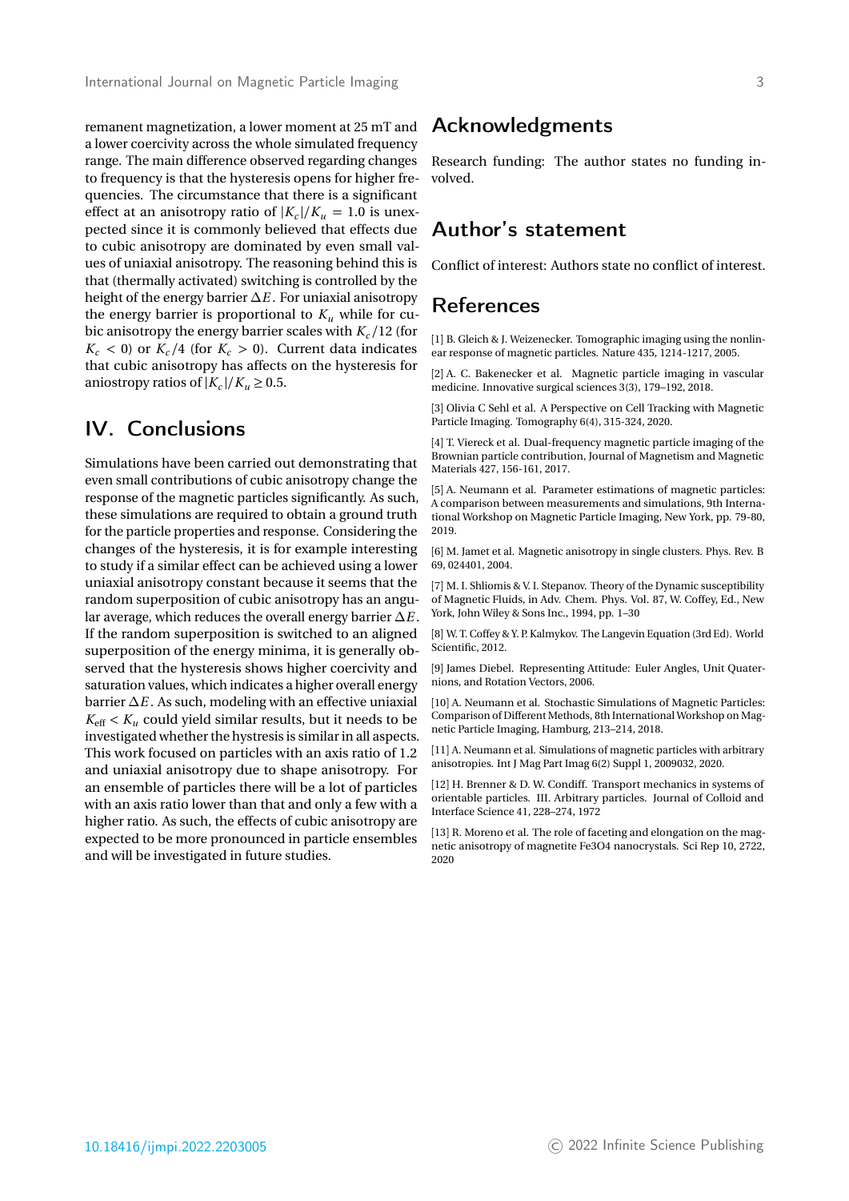remanent magnetization, a lower moment at 25 mT and a lower coercivity across the whole simulated frequency range. The main difference observed regarding changes to frequency is that the hysteresis opens for higher frequencies. The circumstance that there is a significant effect at an anisotropy ratio of $|K_c|/K_u = 1.0$ is unexpected since it is commonly believed that effects due to cubic anisotropy are dominated by even small values of uniaxial anisotropy. The reasoning behind this is that (thermally activated) switching is controlled by the height of the energy barrier $\Delta E$. For uniaxial anisotropy the energy barrier is proportional to $K_u$ while for cubic anisotropy the energy barrier scales with $K_c/12$ (for $K_c < 0$) or $K_c/4$ (for $K_c > 0$). Current data indicates that cubic anisotropy has affects on the hysteresis for aniostropy ratios of $|K_c|/K_u \geq 0.5$.

## IV. Conclusions

Simulations have been carried out demonstrating that even small contributions of cubic anisotropy change the response of the magnetic particles significantly. As such, these simulations are required to obtain a ground truth for the particle properties and response. Considering the changes of the hysteresis, it is for example interesting to study if a similar effect can be achieved using a lower uniaxial anisotropy constant because it seems that the random superposition of cubic anisotropy has an angular average, which reduces the overall energy barrier $\Delta E$. If the random superposition is switched to an aligned superposition of the energy minima, it is generally observed that the hysteresis shows higher coercivity and saturation values, which indicates a higher overall energy barrier $\Delta E$. As such, modeling with an effective uniaxial $K_{\text{eff}} < K_u$ could yield similar results, but it needs to be investigated whether the hystresis is similar in all aspects. This work focused on particles with an axis ratio of 1.2 and uniaxial anisotropy due to shape anisotropy. For an ensemble of particles there will be a lot of particles with an axis ratio lower than that and only a few with a higher ratio. As such, the effects of cubic anisotropy are expected to be more pronounced in particle ensembles and will be investigated in future studies.

## Acknowledgments

Research funding: The author states no funding involved.

## Author's statement

Conflict of interest: Authors state no conflict of interest.

## References

[1] B. Gleich & J. Weizenecker. Tomographic imaging using the nonlinear response of magnetic particles. Nature 435, 1214-1217, 2005.

[2] A. C. Bakenecker et al. Magnetic particle imaging in vascular medicine. Innovative surgical sciences 3(3), 179–192, 2018.

[3] Olivia C Sehl et al. A Perspective on Cell Tracking with Magnetic Particle Imaging. Tomography 6(4), 315-324, 2020.

[4] T. Viereck et al. Dual-frequency magnetic particle imaging of the Brownian particle contribution, Journal of Magnetism and Magnetic Materials 427, 156-161, 2017.

[5] A. Neumann et al. Parameter estimations of magnetic particles: A comparison between measurements and simulations, 9th International Workshop on Magnetic Particle Imaging, New York, pp. 79-80, 2019.

[6] M. Jamet et al. Magnetic anisotropy in single clusters. Phys. Rev. B 69, 024401, 2004.

[7] M. I. Shliomis & V. I. Stepanov. Theory of the Dynamic susceptibility of Magnetic Fluids, in Adv. Chem. Phys. Vol. 87, W. Coffey, Ed., New York, John Wiley & Sons Inc., 1994, pp. 1–30

[8] W. T. Coffey & Y. P. Kalmykov. The Langevin Equation (3rd Ed). World Scientific, 2012.

[9] James Diebel. Representing Attitude: Euler Angles, Unit Quaternions, and Rotation Vectors, 2006.

[10] A. Neumann et al. Stochastic Simulations of Magnetic Particles: Comparison of Different Methods, 8th International Workshop on Magnetic Particle Imaging, Hamburg, 213–214, 2018.

[11] A. Neumann et al. Simulations of magnetic particles with arbitrary anisotropies. Int J Mag Part Imag 6(2) Suppl 1, 2009032, 2020.

[12] H. Brenner & D. W. Condiff. Transport mechanics in systems of orientable particles. III. Arbitrary particles. Journal of Colloid and Interface Science 41, 228–274, 1972

[13] R. Moreno et al. The role of faceting and elongation on the magnetic anisotropy of magnetite Fe3O4 nanocrystals. Sci Rep 10, 2722, 2020